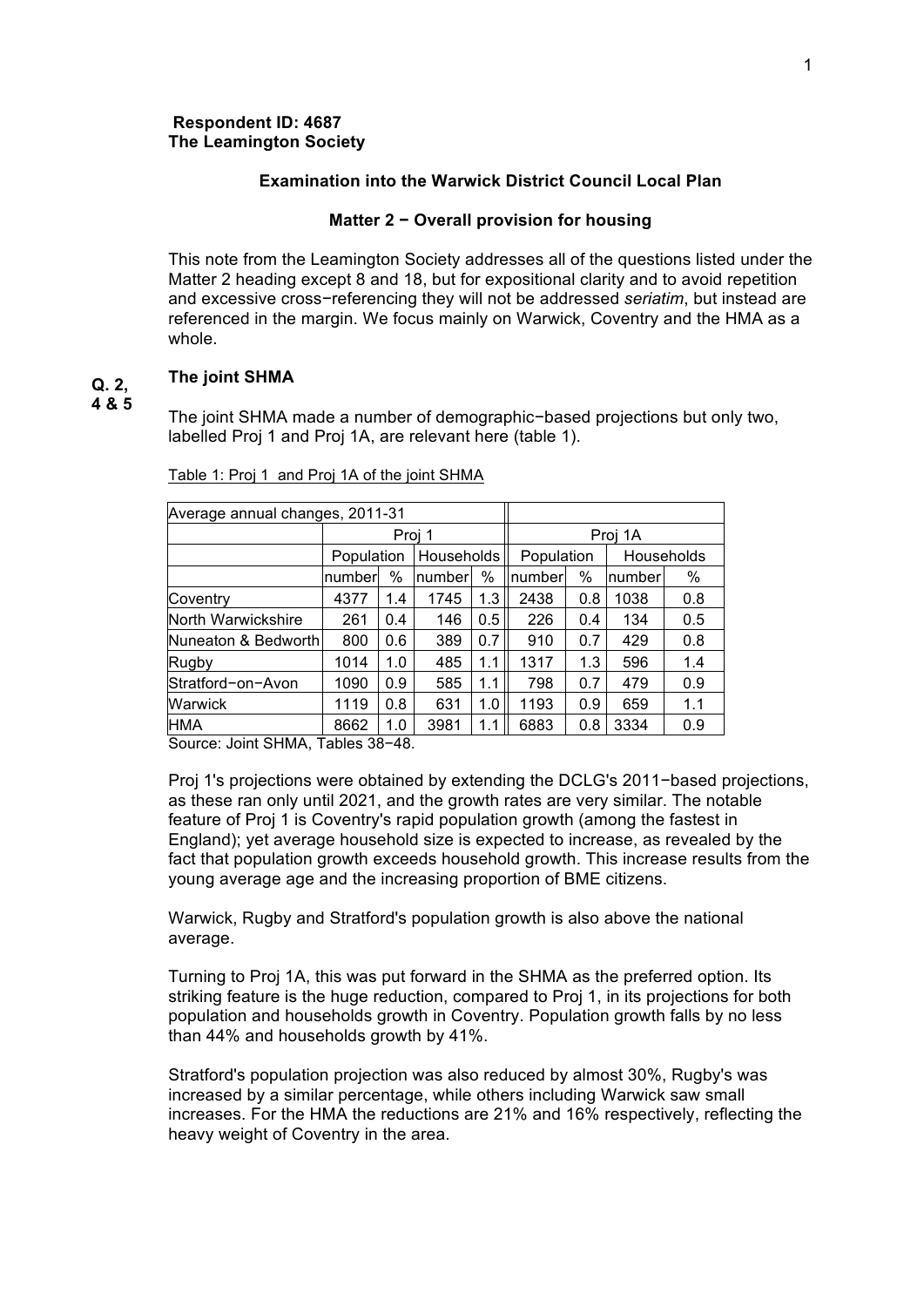**Respondent ID: 4687**
**The Leamington Society**

**Examination into the Warwick District Council Local Plan**

**Matter 2 − Overall provision for housing**

This note from the Leamington Society addresses all of the questions listed under the Matter 2 heading except 8 and 18, but for expositional clarity and to avoid repetition and excessive cross−referencing they will not be addressed *seriatim*, but instead are referenced in the margin. We focus mainly on Warwick, Coventry and the HMA as a whole.

**Q. 2, 4 & 5**

**The joint SHMA**

The joint SHMA made a number of demographic−based projections but only two, labelled Proj 1 and Proj 1A, are relevant here (table 1).

Table 1: Proj 1 and Proj 1A of the joint SHMA

| Average annual changes, 2011-31 | | | | | | | | |
|---|---|---|---|---|---|---|---|---|
| | Proj 1 | | | | Proj 1A | | | |
| | Population | | Households | | Population | | Households | |
| | number | % | number | % | number | % | number | % |
| Coventry | 4377 | 1.4 | 1745 | 1.3 | 2438 | 0.8 | 1038 | 0.8 |
| North Warwickshire | 261 | 0.4 | 146 | 0.5 | 226 | 0.4 | 134 | 0.5 |
| Nuneaton & Bedworth | 800 | 0.6 | 389 | 0.7 | 910 | 0.7 | 429 | 0.8 |
| Rugby | 1014 | 1.0 | 485 | 1.1 | 1317 | 1.3 | 596 | 1.4 |
| Stratford−on−Avon | 1090 | 0.9 | 585 | 1.1 | 798 | 0.7 | 479 | 0.9 |
| Warwick | 1119 | 0.8 | 631 | 1.0 | 1193 | 0.9 | 659 | 1.1 |
| HMA | 8662 | 1.0 | 3981 | 1.1 | 6883 | 0.8 | 3334 | 0.9 |

Source: Joint SHMA, Tables 38−48.

Proj 1's projections were obtained by extending the DCLG's 2011−based projections, as these ran only until 2021, and the growth rates are very similar. The notable feature of Proj 1 is Coventry's rapid population growth (among the fastest in England); yet average household size is expected to increase, as revealed by the fact that population growth exceeds household growth. This increase results from the young average age and the increasing proportion of BME citizens.

Warwick, Rugby and Stratford's population growth is also above the national average.

Turning to Proj 1A, this was put forward in the SHMA as the preferred option. Its striking feature is the huge reduction, compared to Proj 1, in its projections for both population and households growth in Coventry. Population growth falls by no less than 44% and households growth by 41%.

Stratford's population projection was also reduced by almost 30%, Rugby's was increased by a similar percentage, while others including Warwick saw small increases. For the HMA the reductions are 21% and 16% respectively, reflecting the heavy weight of Coventry in the area.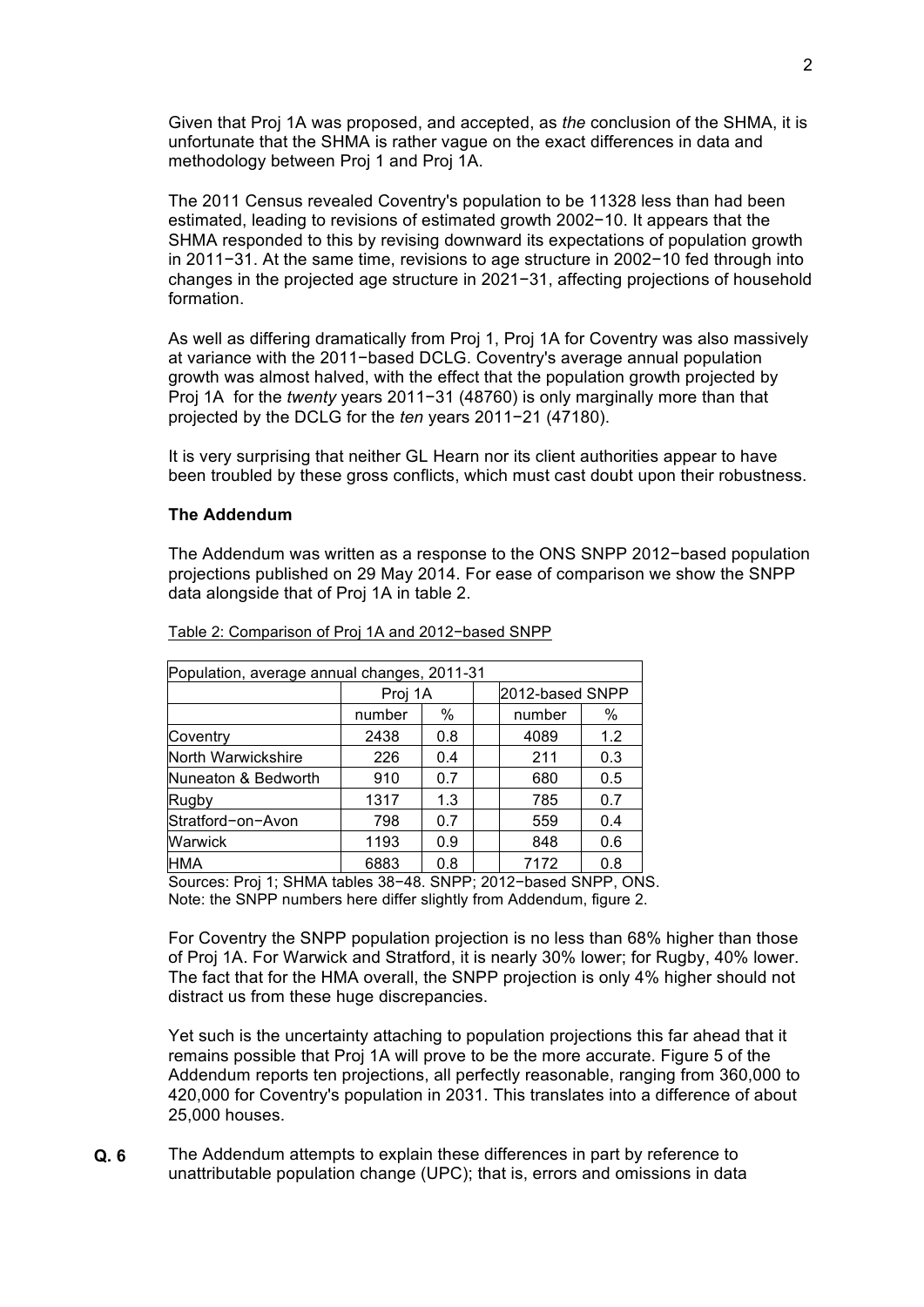Given that Proj 1A was proposed, and accepted, as *the* conclusion of the SHMA, it is unfortunate that the SHMA is rather vague on the exact differences in data and methodology between Proj 1 and Proj 1A.

The 2011 Census revealed Coventry's population to be 11328 less than had been estimated, leading to revisions of estimated growth 2002−10. It appears that the SHMA responded to this by revising downward its expectations of population growth in 2011−31. At the same time, revisions to age structure in 2002−10 fed through into changes in the projected age structure in 2021−31, affecting projections of household formation.

As well as differing dramatically from Proj 1, Proj 1A for Coventry was also massively at variance with the 2011−based DCLG. Coventry's average annual population growth was almost halved, with the effect that the population growth projected by Proj 1A for the *twenty* years 2011−31 (48760) is only marginally more than that projected by the DCLG for the *ten* years 2011−21 (47180).

It is very surprising that neither GL Hearn nor its client authorities appear to have been troubled by these gross conflicts, which must cast doubt upon their robustness.

**The Addendum**

The Addendum was written as a response to the ONS SNPP 2012−based population projections published on 29 May 2014. For ease of comparison we show the SNPP data alongside that of Proj 1A in table 2.

Table 2: Comparison of Proj 1A and 2012−based SNPP

| Population, average annual changes, 2011-31 | | | | | |
|---|---|---|---|---|---|
| | Proj 1A | | | 2012-based SNPP | |
| | number | % | | number | % |
| Coventry | 2438 | 0.8 | | 4089 | 1.2 |
| North Warwickshire | 226 | 0.4 | | 211 | 0.3 |
| Nuneaton & Bedworth | 910 | 0.7 | | 680 | 0.5 |
| Rugby | 1317 | 1.3 | | 785 | 0.7 |
| Stratford−on−Avon | 798 | 0.7 | | 559 | 0.4 |
| Warwick | 1193 | 0.9 | | 848 | 0.6 |
| HMA | 6883 | 0.8 | | 7172 | 0.8 |

Sources: Proj 1; SHMA tables 38−48. SNPP; 2012−based SNPP, ONS.
Note: the SNPP numbers here differ slightly from Addendum, figure 2.

For Coventry the SNPP population projection is no less than 68% higher than those of Proj 1A. For Warwick and Stratford, it is nearly 30% lower; for Rugby, 40% lower. The fact that for the HMA overall, the SNPP projection is only 4% higher should not distract us from these huge discrepancies.

Yet such is the uncertainty attaching to population projections this far ahead that it remains possible that Proj 1A will prove to be the more accurate. Figure 5 of the Addendum reports ten projections, all perfectly reasonable, ranging from 360,000 to 420,000 for Coventry's population in 2031. This translates into a difference of about 25,000 houses.

**Q. 6** The Addendum attempts to explain these differences in part by reference to unattributable population change (UPC); that is, errors and omissions in data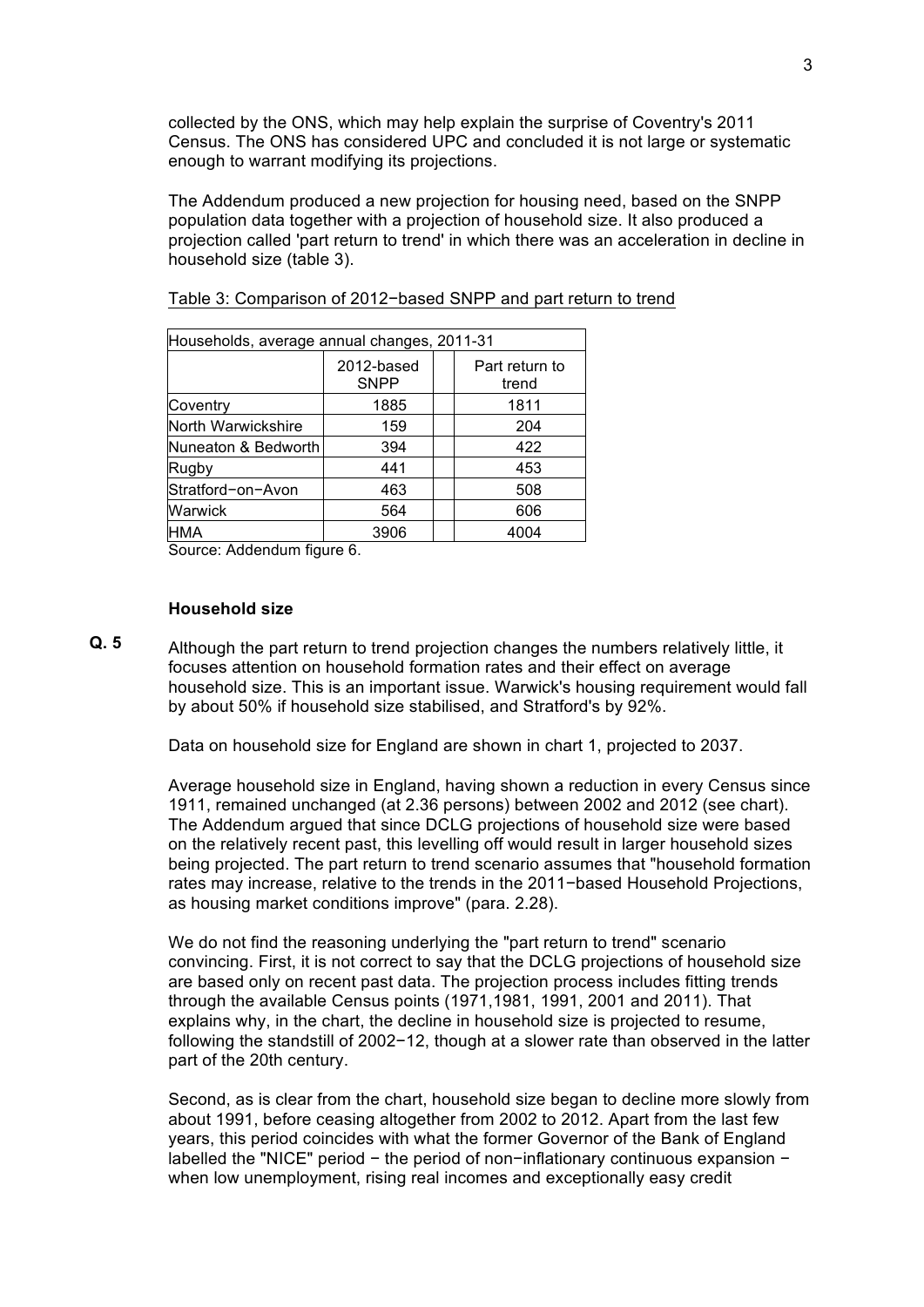collected by the ONS, which may help explain the surprise of Coventry's 2011 Census. The ONS has considered UPC and concluded it is not large or systematic enough to warrant modifying its projections.

The Addendum produced a new projection for housing need, based on the SNPP population data together with a projection of household size. It also produced a projection called 'part return to trend' in which there was an acceleration in decline in household size (table 3).

Table 3: Comparison of 2012−based SNPP and part return to trend

| Households, average annual changes, 2011-31 | | | |
|---|---|---|---|
| | 2012-based SNPP | | Part return to trend |
| Coventry | 1885 | | 1811 |
| North Warwickshire | 159 | | 204 |
| Nuneaton & Bedworth | 394 | | 422 |
| Rugby | 441 | | 453 |
| Stratford−on−Avon | 463 | | 508 |
| Warwick | 564 | | 606 |
| HMA | 3906 | | 4004 |

Source: Addendum figure 6.

### Household size

**Q. 5**

Although the part return to trend projection changes the numbers relatively little, it focuses attention on household formation rates and their effect on average household size. This is an important issue. Warwick's housing requirement would fall by about 50% if household size stabilised, and Stratford's by 92%.

Data on household size for England are shown in chart 1, projected to 2037.

Average household size in England, having shown a reduction in every Census since 1911, remained unchanged (at 2.36 persons) between 2002 and 2012 (see chart). The Addendum argued that since DCLG projections of household size were based on the relatively recent past, this levelling off would result in larger household sizes being projected. The part return to trend scenario assumes that "household formation rates may increase, relative to the trends in the 2011−based Household Projections, as housing market conditions improve" (para. 2.28).

We do not find the reasoning underlying the "part return to trend" scenario convincing. First, it is not correct to say that the DCLG projections of household size are based only on recent past data. The projection process includes fitting trends through the available Census points (1971,1981, 1991, 2001 and 2011). That explains why, in the chart, the decline in household size is projected to resume, following the standstill of 2002−12, though at a slower rate than observed in the latter part of the 20th century.

Second, as is clear from the chart, household size began to decline more slowly from about 1991, before ceasing altogether from 2002 to 2012. Apart from the last few years, this period coincides with what the former Governor of the Bank of England labelled the "NICE" period − the period of non−inflationary continuous expansion − when low unemployment, rising real incomes and exceptionally easy credit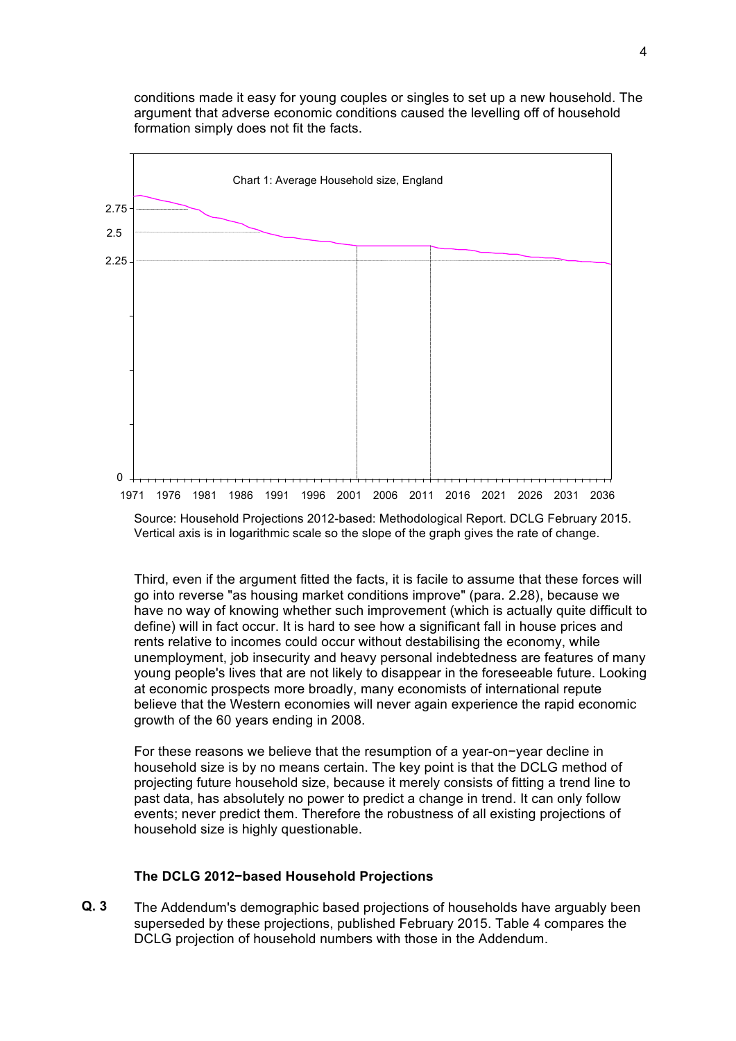conditions made it easy for young couples or singles to set up a new household. The argument that adverse economic conditions caused the levelling off of household formation simply does not fit the facts.

Chart 1: Average Household size, England

Source: Household Projections 2012-based: Methodological Report. DCLG February 2015. Vertical axis is in logarithmic scale so the slope of the graph gives the rate of change.

Third, even if the argument fitted the facts, it is facile to assume that these forces will go into reverse "as housing market conditions improve" (para. 2.28), because we have no way of knowing whether such improvement (which is actually quite difficult to define) will in fact occur. It is hard to see how a significant fall in house prices and rents relative to incomes could occur without destabilising the economy, while unemployment, job insecurity and heavy personal indebtedness are features of many young people's lives that are not likely to disappear in the foreseeable future. Looking at economic prospects more broadly, many economists of international repute believe that the Western economies will never again experience the rapid economic growth of the 60 years ending in 2008.

For these reasons we believe that the resumption of a year-on-year decline in household size is by no means certain. The key point is that the DCLG method of projecting future household size, because it merely consists of fitting a trend line to past data, has absolutely no power to predict a change in trend. It can only follow events; never predict them. Therefore the robustness of all existing projections of household size is highly questionable.

### The DCLG 2012-based Household Projections

**Q. 3** The Addendum's demographic based projections of households have arguably been superseded by these projections, published February 2015. Table 4 compares the DCLG projection of household numbers with those in the Addendum.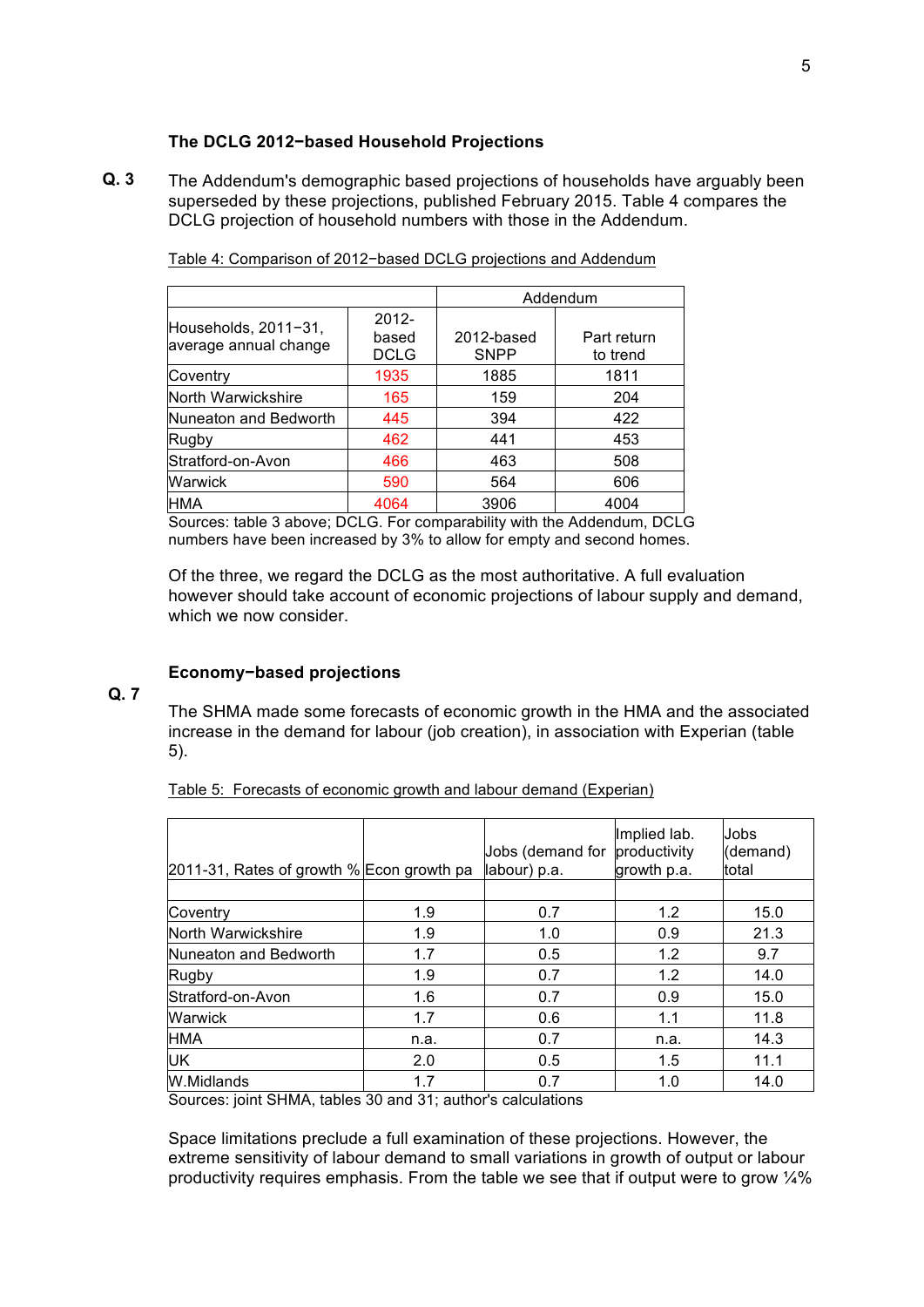### The DCLG 2012−based Household Projections

**Q. 3** The Addendum's demographic based projections of households have arguably been superseded by these projections, published February 2015. Table 4 compares the DCLG projection of household numbers with those in the Addendum.

Table 4: Comparison of 2012−based DCLG projections and Addendum

| | | Addendum | |
|---|---|---|---|
| Households, 2011−31, average annual change | 2012-based DCLG | 2012-based SNPP | Part return to trend |
| Coventry | 1935 | 1885 | 1811 |
| North Warwickshire | 165 | 159 | 204 |
| Nuneaton and Bedworth | 445 | 394 | 422 |
| Rugby | 462 | 441 | 453 |
| Stratford-on-Avon | 466 | 463 | 508 |
| Warwick | 590 | 564 | 606 |
| HMA | 4064 | 3906 | 4004 |

Sources: table 3 above; DCLG. For comparability with the Addendum, DCLG numbers have been increased by 3% to allow for empty and second homes.

Of the three, we regard the DCLG as the most authoritative. A full evaluation however should take account of economic projections of labour supply and demand, which we now consider.

### Economy−based projections

**Q. 7**

The SHMA made some forecasts of economic growth in the HMA and the associated increase in the demand for labour (job creation), in association with Experian (table 5).

Table 5: Forecasts of economic growth and labour demand (Experian)

| 2011-31, Rates of growth % | Econ growth pa | Jobs (demand for labour) p.a. | Implied lab. productivity growth p.a. | Jobs (demand) total |
|---|---|---|---|---|
| Coventry | 1.9 | 0.7 | 1.2 | 15.0 |
| North Warwickshire | 1.9 | 1.0 | 0.9 | 21.3 |
| Nuneaton and Bedworth | 1.7 | 0.5 | 1.2 | 9.7 |
| Rugby | 1.9 | 0.7 | 1.2 | 14.0 |
| Stratford-on-Avon | 1.6 | 0.7 | 0.9 | 15.0 |
| Warwick | 1.7 | 0.6 | 1.1 | 11.8 |
| HMA | n.a. | 0.7 | n.a. | 14.3 |
| UK | 2.0 | 0.5 | 1.5 | 11.1 |
| W.Midlands | 1.7 | 0.7 | 1.0 | 14.0 |

Sources: joint SHMA, tables 30 and 31; author's calculations

Space limitations preclude a full examination of these projections. However, the extreme sensitivity of labour demand to small variations in growth of output or labour productivity requires emphasis. From the table we see that if output were to grow ¼%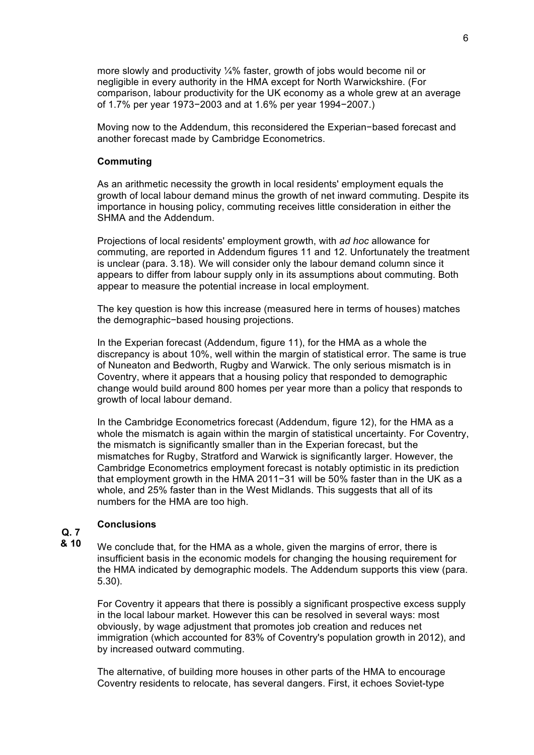more slowly and productivity ¼% faster, growth of jobs would become nil or negligible in every authority in the HMA except for North Warwickshire. (For comparison, labour productivity for the UK economy as a whole grew at an average of 1.7% per year 1973−2003 and at 1.6% per year 1994−2007.)

Moving now to the Addendum, this reconsidered the Experian−based forecast and another forecast made by Cambridge Econometrics.

**Commuting**

As an arithmetic necessity the growth in local residents' employment equals the growth of local labour demand minus the growth of net inward commuting. Despite its importance in housing policy, commuting receives little consideration in either the SHMA and the Addendum.

Projections of local residents' employment growth, with *ad hoc* allowance for commuting, are reported in Addendum figures 11 and 12. Unfortunately the treatment is unclear (para. 3.18). We will consider only the labour demand column since it appears to differ from labour supply only in its assumptions about commuting. Both appear to measure the potential increase in local employment.

The key question is how this increase (measured here in terms of houses) matches the demographic−based housing projections.

In the Experian forecast (Addendum, figure 11), for the HMA as a whole the discrepancy is about 10%, well within the margin of statistical error. The same is true of Nuneaton and Bedworth, Rugby and Warwick. The only serious mismatch is in Coventry, where it appears that a housing policy that responded to demographic change would build around 800 homes per year more than a policy that responds to growth of local labour demand.

In the Cambridge Econometrics forecast (Addendum, figure 12), for the HMA as a whole the mismatch is again within the margin of statistical uncertainty. For Coventry, the mismatch is significantly smaller than in the Experian forecast, but the mismatches for Rugby, Stratford and Warwick is significantly larger. However, the Cambridge Econometrics employment forecast is notably optimistic in its prediction that employment growth in the HMA 2011−31 will be 50% faster than in the UK as a whole, and 25% faster than in the West Midlands. This suggests that all of its numbers for the HMA are too high.

**Conclusions**

**Q. 7 & 10**

We conclude that, for the HMA as a whole, given the margins of error, there is insufficient basis in the economic models for changing the housing requirement for the HMA indicated by demographic models. The Addendum supports this view (para. 5.30).

For Coventry it appears that there is possibly a significant prospective excess supply in the local labour market. However this can be resolved in several ways: most obviously, by wage adjustment that promotes job creation and reduces net immigration (which accounted for 83% of Coventry's population growth in 2012), and by increased outward commuting.

The alternative, of building more houses in other parts of the HMA to encourage Coventry residents to relocate, has several dangers. First, it echoes Soviet-type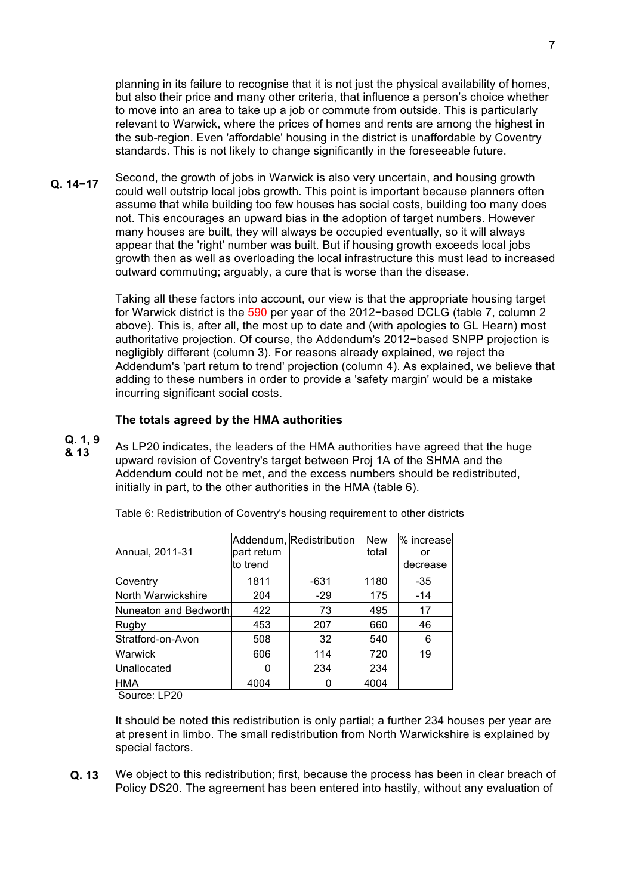planning in its failure to recognise that it is not just the physical availability of homes, but also their price and many other criteria, that influence a person's choice whether to move into an area to take up a job or commute from outside. This is particularly relevant to Warwick, where the prices of homes and rents are among the highest in the sub-region. Even 'affordable' housing in the district is unaffordable by Coventry standards. This is not likely to change significantly in the foreseeable future.

**Q. 14−17** Second, the growth of jobs in Warwick is also very uncertain, and housing growth could well outstrip local jobs growth. This point is important because planners often assume that while building too few houses has social costs, building too many does not. This encourages an upward bias in the adoption of target numbers. However many houses are built, they will always be occupied eventually, so it will always appear that the 'right' number was built. But if housing growth exceeds local jobs growth then as well as overloading the local infrastructure this must lead to increased outward commuting; arguably, a cure that is worse than the disease.

Taking all these factors into account, our view is that the appropriate housing target for Warwick district is the 590 per year of the 2012−based DCLG (table 7, column 2 above). This is, after all, the most up to date and (with apologies to GL Hearn) most authoritative projection. Of course, the Addendum's 2012−based SNPP projection is negligibly different (column 3). For reasons already explained, we reject the Addendum's 'part return to trend' projection (column 4). As explained, we believe that adding to these numbers in order to provide a 'safety margin' would be a mistake incurring significant social costs.

**The totals agreed by the HMA authorities**

**Q. 1, 9 & 13** As LP20 indicates, the leaders of the HMA authorities have agreed that the huge upward revision of Coventry's target between Proj 1A of the SHMA and the Addendum could not be met, and the excess numbers should be redistributed, initially in part, to the other authorities in the HMA (table 6).

Table 6: Redistribution of Coventry's housing requirement to other districts

| Annual, 2011-31 | Addendum, part return to trend | Redistribution | New total | % increase or decrease |
|---|---|---|---|---|
| Coventry | 1811 | -631 | 1180 | -35 |
| North Warwickshire | 204 | -29 | 175 | -14 |
| Nuneaton and Bedworth | 422 | 73 | 495 | 17 |
| Rugby | 453 | 207 | 660 | 46 |
| Stratford-on-Avon | 508 | 32 | 540 | 6 |
| Warwick | 606 | 114 | 720 | 19 |
| Unallocated | 0 | 234 | 234 | |
| HMA | 4004 | 0 | 4004 | |

Source: LP20

It should be noted this redistribution is only partial; a further 234 houses per year are at present in limbo. The small redistribution from North Warwickshire is explained by special factors.

**Q. 13** We object to this redistribution; first, because the process has been in clear breach of Policy DS20. The agreement has been entered into hastily, without any evaluation of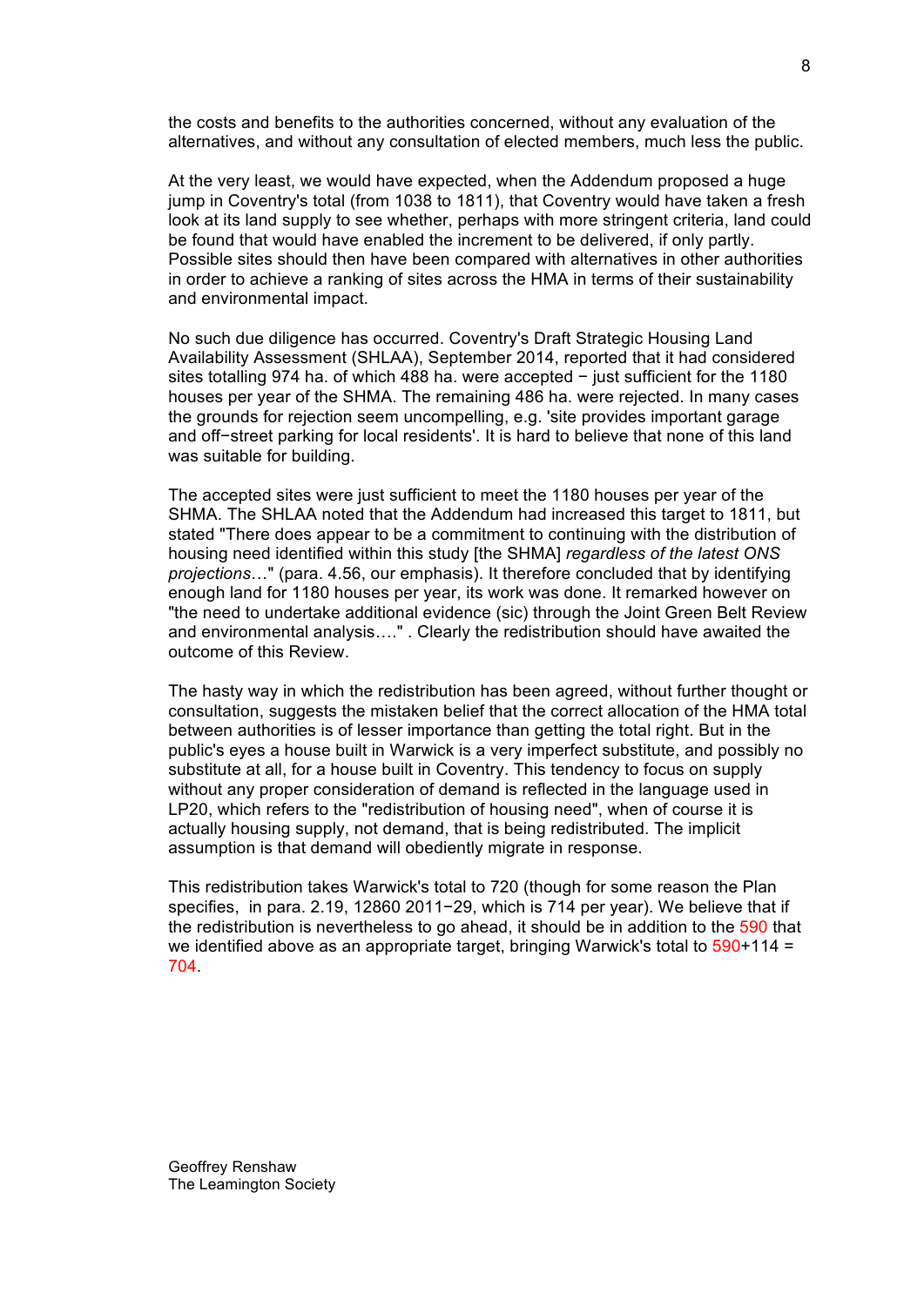the costs and benefits to the authorities concerned, without any evaluation of the alternatives, and without any consultation of elected members, much less the public.

At the very least, we would have expected, when the Addendum proposed a huge jump in Coventry's total (from 1038 to 1811), that Coventry would have taken a fresh look at its land supply to see whether, perhaps with more stringent criteria, land could be found that would have enabled the increment to be delivered, if only partly. Possible sites should then have been compared with alternatives in other authorities in order to achieve a ranking of sites across the HMA in terms of their sustainability and environmental impact.

No such due diligence has occurred. Coventry's Draft Strategic Housing Land Availability Assessment (SHLAA), September 2014, reported that it had considered sites totalling 974 ha. of which 488 ha. were accepted − just sufficient for the 1180 houses per year of the SHMA. The remaining 486 ha. were rejected. In many cases the grounds for rejection seem uncompelling, e.g. 'site provides important garage and off−street parking for local residents'. It is hard to believe that none of this land was suitable for building.

The accepted sites were just sufficient to meet the 1180 houses per year of the SHMA. The SHLAA noted that the Addendum had increased this target to 1811, but stated "There does appear to be a commitment to continuing with the distribution of housing need identified within this study [the SHMA] *regardless of the latest ONS projections*…" (para. 4.56, our emphasis). It therefore concluded that by identifying enough land for 1180 houses per year, its work was done. It remarked however on "the need to undertake additional evidence (sic) through the Joint Green Belt Review and environmental analysis…." . Clearly the redistribution should have awaited the outcome of this Review.

The hasty way in which the redistribution has been agreed, without further thought or consultation, suggests the mistaken belief that the correct allocation of the HMA total between authorities is of lesser importance than getting the total right. But in the public's eyes a house built in Warwick is a very imperfect substitute, and possibly no substitute at all, for a house built in Coventry. This tendency to focus on supply without any proper consideration of demand is reflected in the language used in LP20, which refers to the "redistribution of housing need", when of course it is actually housing supply, not demand, that is being redistributed. The implicit assumption is that demand will obediently migrate in response.

This redistribution takes Warwick's total to 720 (though for some reason the Plan specifies, in para. 2.19, 12860 2011−29, which is 714 per year). We believe that if the redistribution is nevertheless to go ahead, it should be in addition to the 590 that we identified above as an appropriate target, bringing Warwick's total to 590+114 = 704.

Geoffrey Renshaw
The Leamington Society